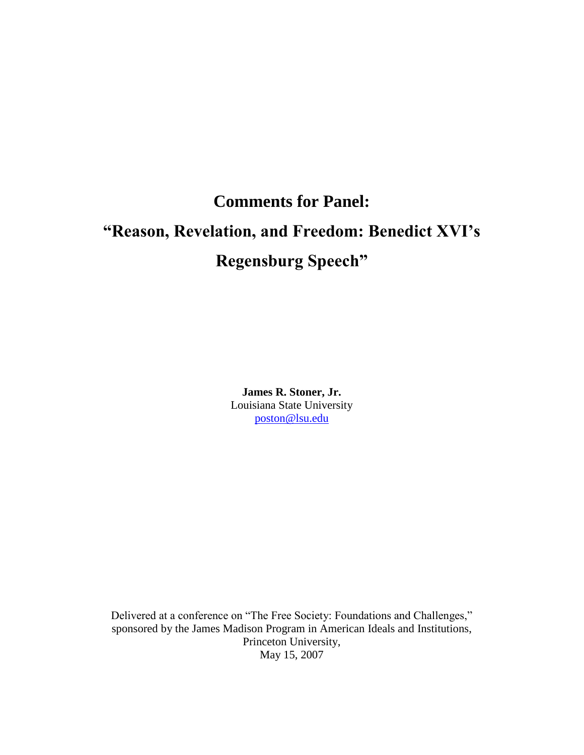# Comments for Panel:

# "Reason, Revelation, and Freedom: Benedict XVI's Regensburg Speech"

**James R. Stoner, Jr.**
Louisiana State University
poston@lsu.edu

Delivered at a conference on "The Free Society: Foundations and Challenges," sponsored by the James Madison Program in American Ideals and Institutions, Princeton University,
May 15, 2007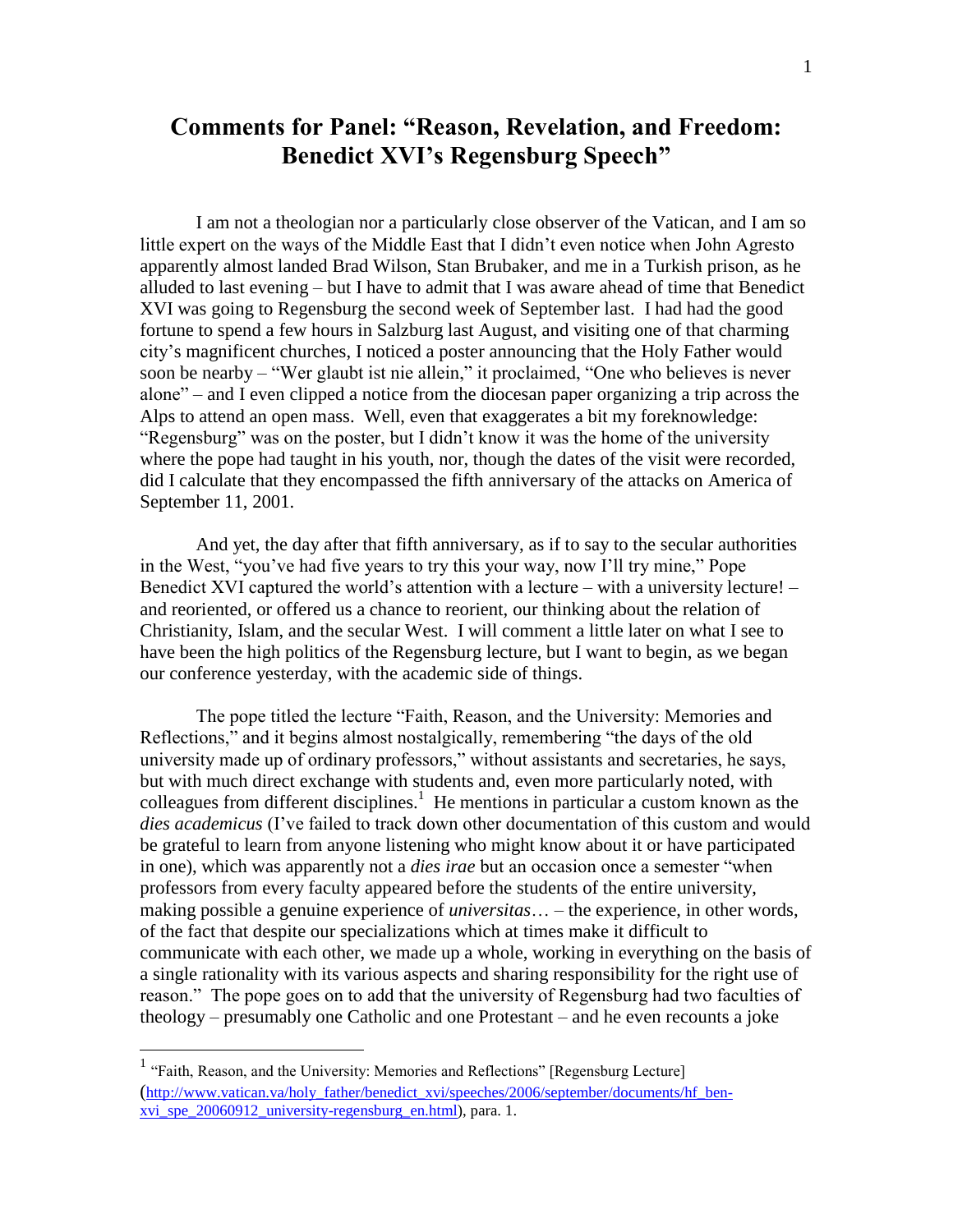# Comments for Panel: "Reason, Revelation, and Freedom: Benedict XVI's Regensburg Speech"

I am not a theologian nor a particularly close observer of the Vatican, and I am so little expert on the ways of the Middle East that I didn't even notice when John Agresto apparently almost landed Brad Wilson, Stan Brubaker, and me in a Turkish prison, as he alluded to last evening – but I have to admit that I was aware ahead of time that Benedict XVI was going to Regensburg the second week of September last. I had had the good fortune to spend a few hours in Salzburg last August, and visiting one of that charming city's magnificent churches, I noticed a poster announcing that the Holy Father would soon be nearby – "Wer glaubt ist nie allein," it proclaimed, "One who believes is never alone" – and I even clipped a notice from the diocesan paper organizing a trip across the Alps to attend an open mass. Well, even that exaggerates a bit my foreknowledge: "Regensburg" was on the poster, but I didn't know it was the home of the university where the pope had taught in his youth, nor, though the dates of the visit were recorded, did I calculate that they encompassed the fifth anniversary of the attacks on America of September 11, 2001.

And yet, the day after that fifth anniversary, as if to say to the secular authorities in the West, "you've had five years to try this your way, now I'll try mine," Pope Benedict XVI captured the world's attention with a lecture – with a university lecture! – and reoriented, or offered us a chance to reorient, our thinking about the relation of Christianity, Islam, and the secular West. I will comment a little later on what I see to have been the high politics of the Regensburg lecture, but I want to begin, as we began our conference yesterday, with the academic side of things.

The pope titled the lecture "Faith, Reason, and the University: Memories and Reflections," and it begins almost nostalgically, remembering "the days of the old university made up of ordinary professors," without assistants and secretaries, he says, but with much direct exchange with students and, even more particularly noted, with colleagues from different disciplines.[1] He mentions in particular a custom known as the *dies academicus* (I've failed to track down other documentation of this custom and would be grateful to learn from anyone listening who might know about it or have participated in one), which was apparently not a *dies irae* but an occasion once a semester "when professors from every faculty appeared before the students of the entire university, making possible a genuine experience of *universitas*… – the experience, in other words, of the fact that despite our specializations which at times make it difficult to communicate with each other, we made up a whole, working in everything on the basis of a single rationality with its various aspects and sharing responsibility for the right use of reason." The pope goes on to add that the university of Regensburg had two faculties of theology – presumably one Catholic and one Protestant – and he even recounts a joke

[1] "Faith, Reason, and the University: Memories and Reflections" [Regensburg Lecture] (http://www.vatican.va/holy_father/benedict_xvi/speeches/2006/september/documents/hf_ben-xvi_spe_20060912_university-regensburg_en.html), para. 1.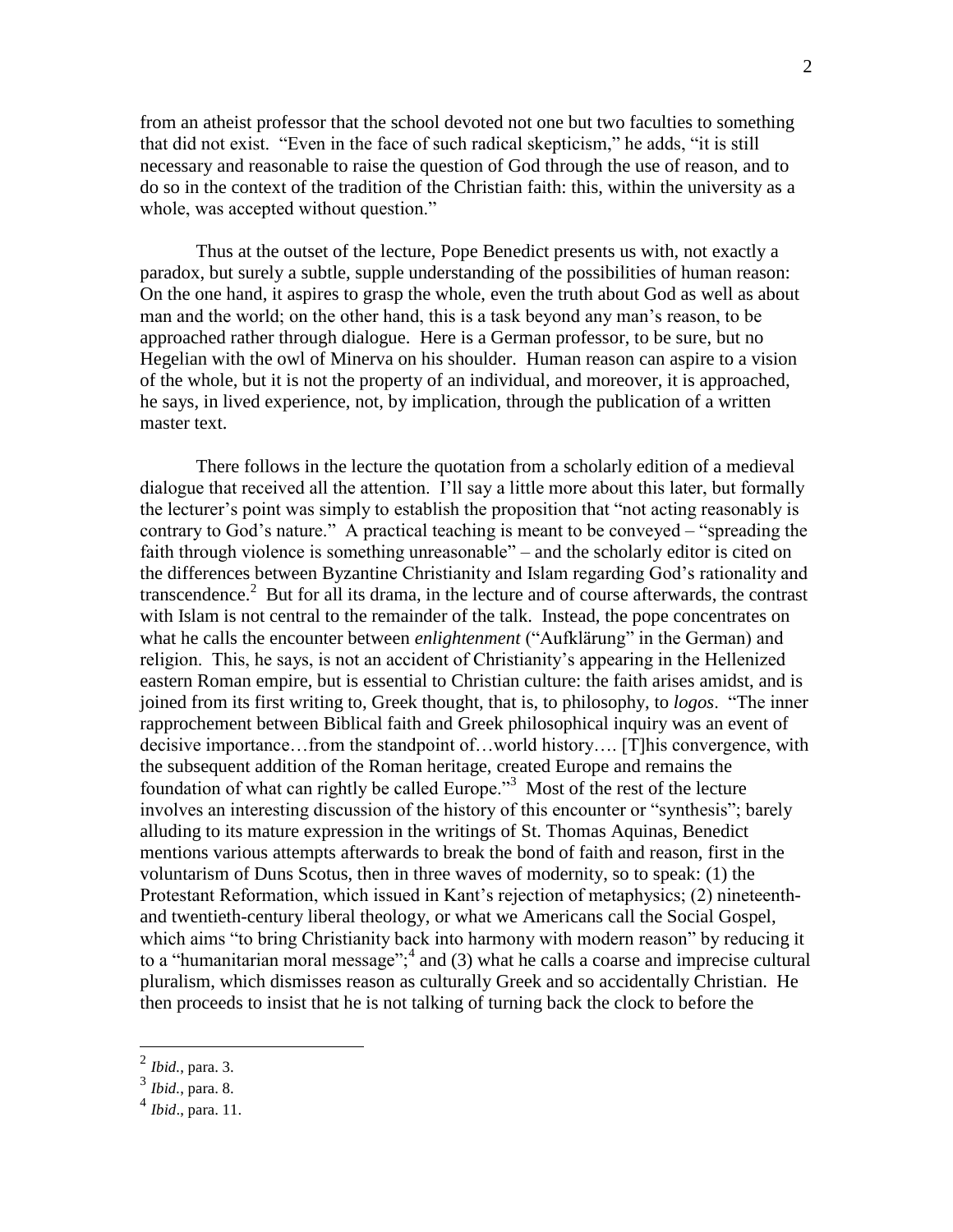from an atheist professor that the school devoted not one but two faculties to something that did not exist. "Even in the face of such radical skepticism," he adds, "it is still necessary and reasonable to raise the question of God through the use of reason, and to do so in the context of the tradition of the Christian faith: this, within the university as a whole, was accepted without question."

Thus at the outset of the lecture, Pope Benedict presents us with, not exactly a paradox, but surely a subtle, supple understanding of the possibilities of human reason: On the one hand, it aspires to grasp the whole, even the truth about God as well as about man and the world; on the other hand, this is a task beyond any man's reason, to be approached rather through dialogue. Here is a German professor, to be sure, but no Hegelian with the owl of Minerva on his shoulder. Human reason can aspire to a vision of the whole, but it is not the property of an individual, and moreover, it is approached, he says, in lived experience, not, by implication, through the publication of a written master text.

There follows in the lecture the quotation from a scholarly edition of a medieval dialogue that received all the attention. I'll say a little more about this later, but formally the lecturer's point was simply to establish the proposition that "not acting reasonably is contrary to God's nature." A practical teaching is meant to be conveyed – "spreading the faith through violence is something unreasonable" – and the scholarly editor is cited on the differences between Byzantine Christianity and Islam regarding God's rationality and transcendence.[2] But for all its drama, in the lecture and of course afterwards, the contrast with Islam is not central to the remainder of the talk. Instead, the pope concentrates on what he calls the encounter between *enlightenment* ("Aufklärung" in the German) and religion. This, he says, is not an accident of Christianity's appearing in the Hellenized eastern Roman empire, but is essential to Christian culture: the faith arises amidst, and is joined from its first writing to, Greek thought, that is, to philosophy, to *logos*. "The inner rapprochement between Biblical faith and Greek philosophical inquiry was an event of decisive importance…from the standpoint of…world history…. [T]his convergence, with the subsequent addition of the Roman heritage, created Europe and remains the foundation of what can rightly be called Europe."[3] Most of the rest of the lecture involves an interesting discussion of the history of this encounter or "synthesis"; barely alluding to its mature expression in the writings of St. Thomas Aquinas, Benedict mentions various attempts afterwards to break the bond of faith and reason, first in the voluntarism of Duns Scotus, then in three waves of modernity, so to speak: (1) the Protestant Reformation, which issued in Kant's rejection of metaphysics; (2) nineteenth- and twentieth-century liberal theology, or what we Americans call the Social Gospel, which aims "to bring Christianity back into harmony with modern reason" by reducing it to a "humanitarian moral message";[4] and (3) what he calls a coarse and imprecise cultural pluralism, which dismisses reason as culturally Greek and so accidentally Christian. He then proceeds to insist that he is not talking of turning back the clock to before the

---

[2] *Ibid*., para. 3.

[3] *Ibid*., para. 8.

[4] *Ibid*., para. 11.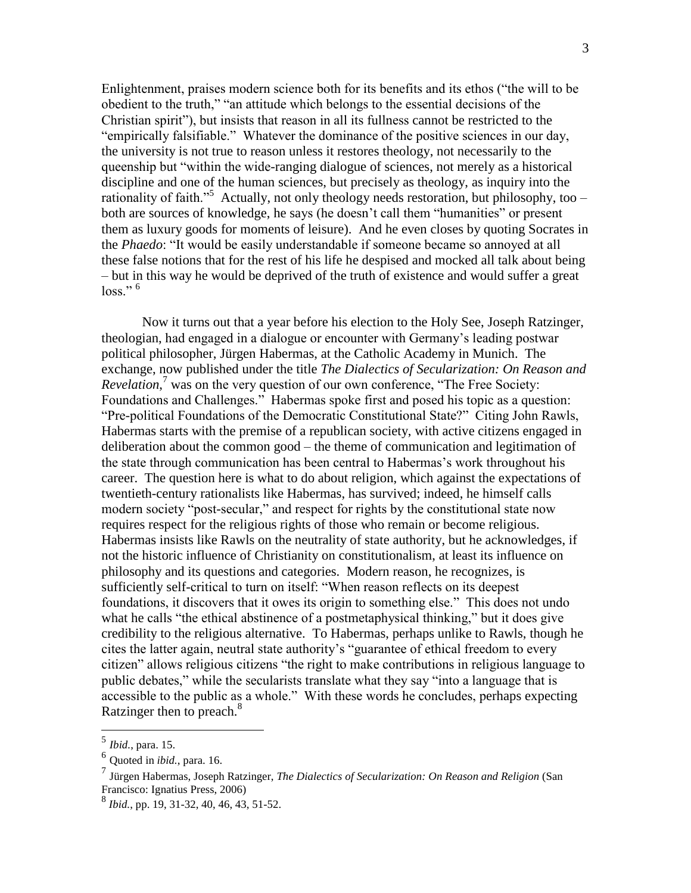Enlightenment, praises modern science both for its benefits and its ethos ("the will to be obedient to the truth," "an attitude which belongs to the essential decisions of the Christian spirit"), but insists that reason in all its fullness cannot be restricted to the "empirically falsifiable." Whatever the dominance of the positive sciences in our day, the university is not true to reason unless it restores theology, not necessarily to the queenship but "within the wide-ranging dialogue of sciences, not merely as a historical discipline and one of the human sciences, but precisely as theology, as inquiry into the rationality of faith."[5] Actually, not only theology needs restoration, but philosophy, too – both are sources of knowledge, he says (he doesn't call them "humanities" or present them as luxury goods for moments of leisure). And he even closes by quoting Socrates in the *Phaedo*: "It would be easily understandable if someone became so annoyed at all these false notions that for the rest of his life he despised and mocked all talk about being – but in this way he would be deprived of the truth of existence and would suffer a great loss." [6]

Now it turns out that a year before his election to the Holy See, Joseph Ratzinger, theologian, had engaged in a dialogue or encounter with Germany's leading postwar political philosopher, Jürgen Habermas, at the Catholic Academy in Munich. The exchange, now published under the title *The Dialectics of Secularization: On Reason and Revelation*,[7] was on the very question of our own conference, "The Free Society: Foundations and Challenges." Habermas spoke first and posed his topic as a question: "Pre-political Foundations of the Democratic Constitutional State?" Citing John Rawls, Habermas starts with the premise of a republican society, with active citizens engaged in deliberation about the common good – the theme of communication and legitimation of the state through communication has been central to Habermas's work throughout his career. The question here is what to do about religion, which against the expectations of twentieth-century rationalists like Habermas, has survived; indeed, he himself calls modern society "post-secular," and respect for rights by the constitutional state now requires respect for the religious rights of those who remain or become religious. Habermas insists like Rawls on the neutrality of state authority, but he acknowledges, if not the historic influence of Christianity on constitutionalism, at least its influence on philosophy and its questions and categories. Modern reason, he recognizes, is sufficiently self-critical to turn on itself: "When reason reflects on its deepest foundations, it discovers that it owes its origin to something else." This does not undo what he calls "the ethical abstinence of a postmetaphysical thinking," but it does give credibility to the religious alternative. To Habermas, perhaps unlike to Rawls, though he cites the latter again, neutral state authority's "guarantee of ethical freedom to every citizen" allows religious citizens "the right to make contributions in religious language to public debates," while the secularists translate what they say "into a language that is accessible to the public as a whole." With these words he concludes, perhaps expecting Ratzinger then to preach.[8]

---

[5] *Ibid.*, para. 15.

[6] Quoted in *ibid.*, para. 16.

[7] Jürgen Habermas, Joseph Ratzinger, *The Dialectics of Secularization: On Reason and Religion* (San Francisco: Ignatius Press, 2006)

[8] *Ibid.*, pp. 19, 31-32, 40, 46, 43, 51-52.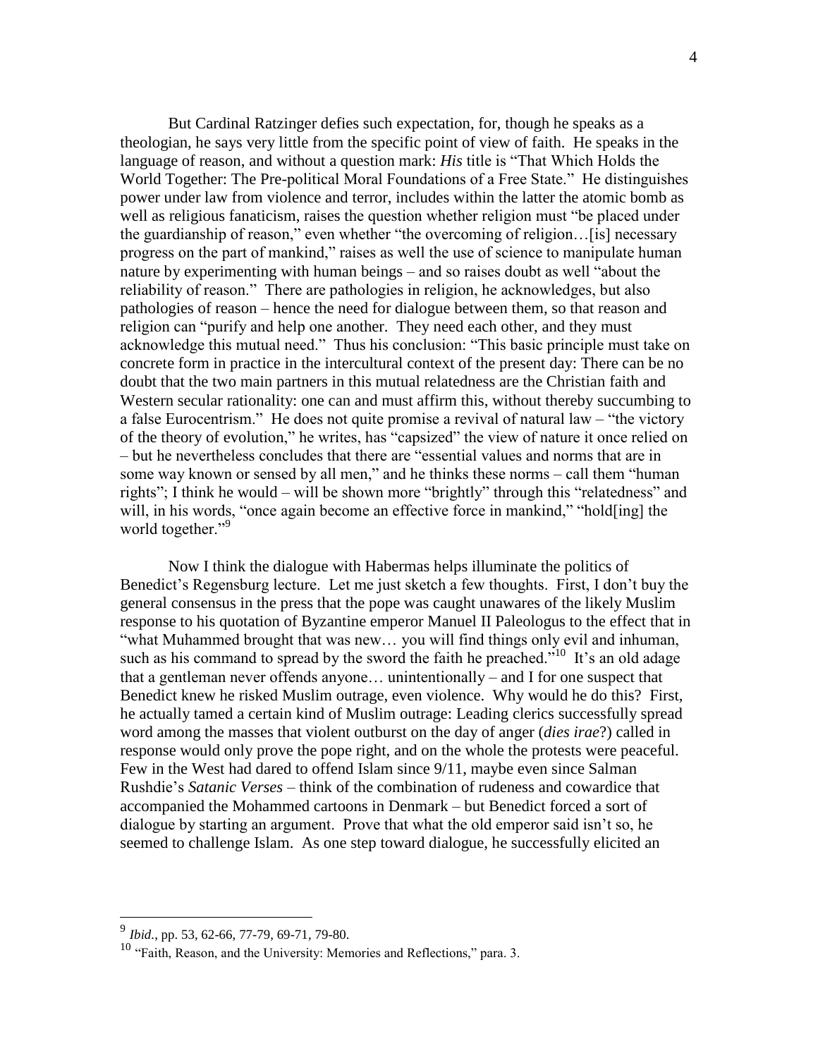But Cardinal Ratzinger defies such expectation, for, though he speaks as a theologian, he says very little from the specific point of view of faith. He speaks in the language of reason, and without a question mark: *His* title is "That Which Holds the World Together: The Pre-political Moral Foundations of a Free State." He distinguishes power under law from violence and terror, includes within the latter the atomic bomb as well as religious fanaticism, raises the question whether religion must "be placed under the guardianship of reason," even whether "the overcoming of religion…[is] necessary progress on the part of mankind," raises as well the use of science to manipulate human nature by experimenting with human beings – and so raises doubt as well "about the reliability of reason." There are pathologies in religion, he acknowledges, but also pathologies of reason – hence the need for dialogue between them, so that reason and religion can "purify and help one another. They need each other, and they must acknowledge this mutual need." Thus his conclusion: "This basic principle must take on concrete form in practice in the intercultural context of the present day: There can be no doubt that the two main partners in this mutual relatedness are the Christian faith and Western secular rationality: one can and must affirm this, without thereby succumbing to a false Eurocentrism." He does not quite promise a revival of natural law – "the victory of the theory of evolution," he writes, has "capsized" the view of nature it once relied on – but he nevertheless concludes that there are "essential values and norms that are in some way known or sensed by all men," and he thinks these norms – call them "human rights"; I think he would – will be shown more "brightly" through this "relatedness" and will, in his words, "once again become an effective force in mankind," "hold[ing] the world together."[9]

Now I think the dialogue with Habermas helps illuminate the politics of Benedict's Regensburg lecture. Let me just sketch a few thoughts. First, I don't buy the general consensus in the press that the pope was caught unawares of the likely Muslim response to his quotation of Byzantine emperor Manuel II Paleologus to the effect that in "what Muhammed brought that was new… you will find things only evil and inhuman, such as his command to spread by the sword the faith he preached."[10] It's an old adage that a gentleman never offends anyone… unintentionally – and I for one suspect that Benedict knew he risked Muslim outrage, even violence. Why would he do this? First, he actually tamed a certain kind of Muslim outrage: Leading clerics successfully spread word among the masses that violent outburst on the day of anger (*dies irae*?) called in response would only prove the pope right, and on the whole the protests were peaceful. Few in the West had dared to offend Islam since 9/11, maybe even since Salman Rushdie's *Satanic Verses* – think of the combination of rudeness and cowardice that accompanied the Mohammed cartoons in Denmark – but Benedict forced a sort of dialogue by starting an argument. Prove that what the old emperor said isn't so, he seemed to challenge Islam. As one step toward dialogue, he successfully elicited an

---

[9] *Ibid.*, pp. 53, 62-66, 77-79, 69-71, 79-80.

[10] "Faith, Reason, and the University: Memories and Reflections," para. 3.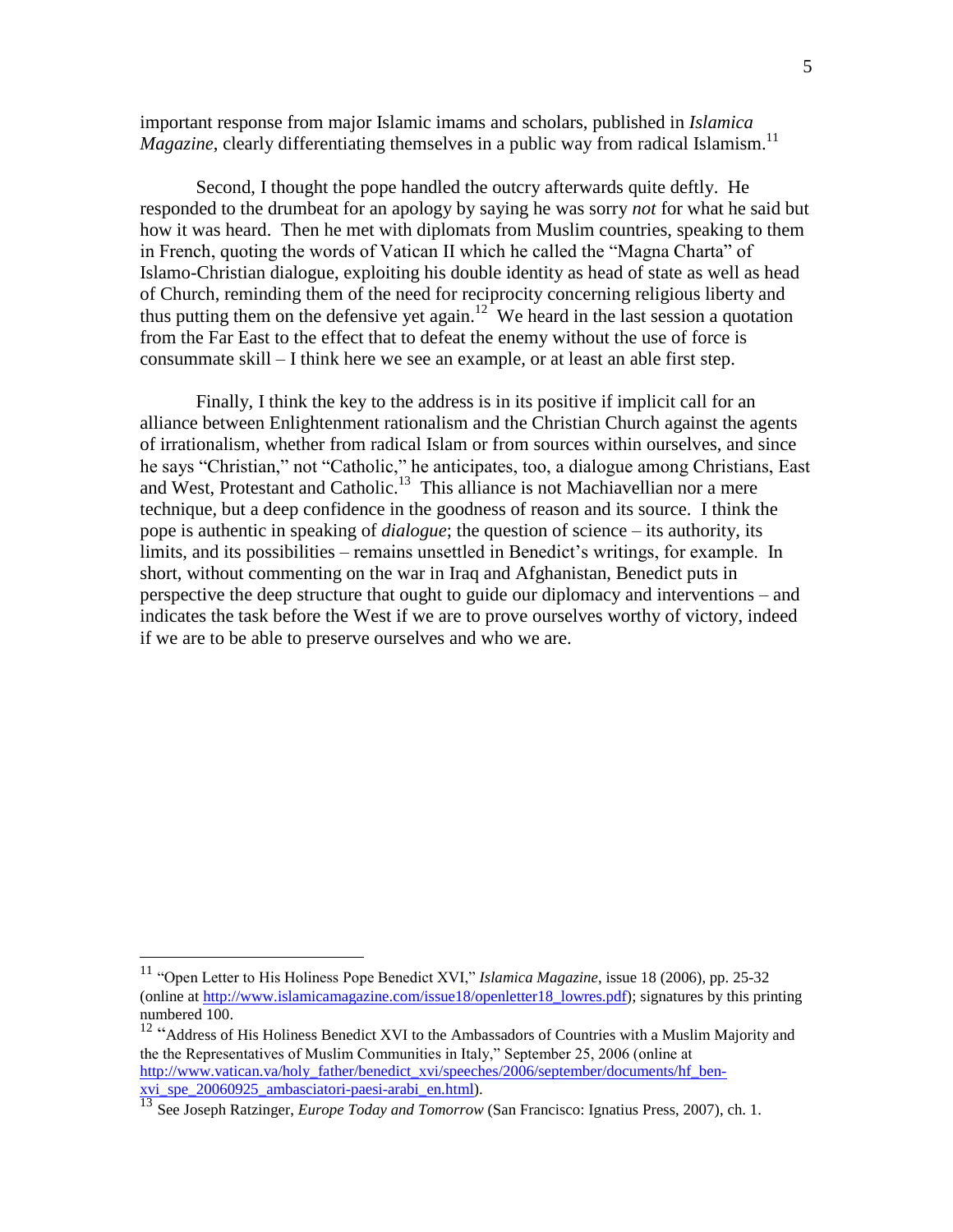important response from major Islamic imams and scholars, published in *Islamica Magazine*, clearly differentiating themselves in a public way from radical Islamism.[11]

Second, I thought the pope handled the outcry afterwards quite deftly. He responded to the drumbeat for an apology by saying he was sorry *not* for what he said but how it was heard. Then he met with diplomats from Muslim countries, speaking to them in French, quoting the words of Vatican II which he called the "Magna Charta" of Islamo-Christian dialogue, exploiting his double identity as head of state as well as head of Church, reminding them of the need for reciprocity concerning religious liberty and thus putting them on the defensive yet again.[12] We heard in the last session a quotation from the Far East to the effect that to defeat the enemy without the use of force is consummate skill – I think here we see an example, or at least an able first step.

Finally, I think the key to the address is in its positive if implicit call for an alliance between Enlightenment rationalism and the Christian Church against the agents of irrationalism, whether from radical Islam or from sources within ourselves, and since he says "Christian," not "Catholic," he anticipates, too, a dialogue among Christians, East and West, Protestant and Catholic.[13] This alliance is not Machiavellian nor a mere technique, but a deep confidence in the goodness of reason and its source. I think the pope is authentic in speaking of *dialogue*; the question of science – its authority, its limits, and its possibilities – remains unsettled in Benedict's writings, for example. In short, without commenting on the war in Iraq and Afghanistan, Benedict puts in perspective the deep structure that ought to guide our diplomacy and interventions – and indicates the task before the West if we are to prove ourselves worthy of victory, indeed if we are to be able to preserve ourselves and who we are.

---

[11] "Open Letter to His Holiness Pope Benedict XVI," *Islamica Magazine*, issue 18 (2006), pp. 25-32 (online at http://www.islamicamagazine.com/issue18/openletter18_lowres.pdf); signatures by this printing numbered 100.

[12] "Address of His Holiness Benedict XVI to the Ambassadors of Countries with a Muslim Majority and the the Representatives of Muslim Communities in Italy," September 25, 2006 (online at http://www.vatican.va/holy_father/benedict_xvi/speeches/2006/september/documents/hf_ben-xvi_spe_20060925_ambasciatori-paesi-arabi_en.html).

[13] See Joseph Ratzinger, *Europe Today and Tomorrow* (San Francisco: Ignatius Press, 2007), ch. 1.